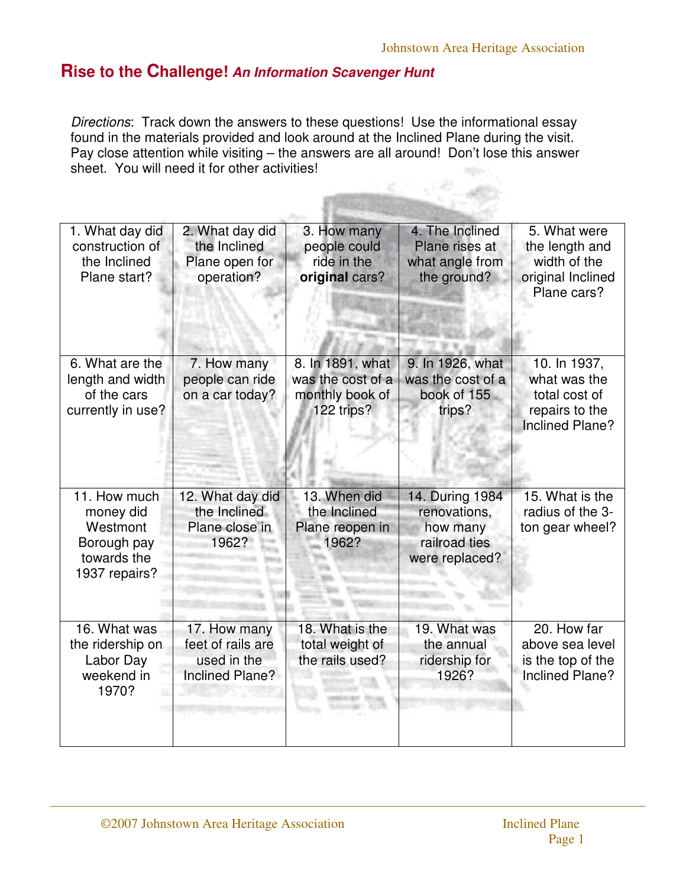# **Rise to the Challenge!** *An Information Scavenger Hunt*

*Directions*: Track down the answers to these questions! Use the informational essay found in the materials provided and look around at the Inclined Plane during the visit. Pay close attention while visiting – the answers are all around! Don't lose this answer sheet. You will need it for other activities!

| 1. What day did construction of the Inclined Plane start? | 2. What day did the Inclined Plane open for operation? | 3. How many people could ride in the **original** cars? | 4. The Inclined Plane rises at what angle from the ground? | 5. What were the length and width of the original Inclined Plane cars? |
|---|---|---|---|---|
| 6. What are the length and width of the cars currently in use? | 7. How many people can ride on a car today? | 8. In 1891, what was the cost of a monthly book of 122 trips? | 9. In 1926, what was the cost of a book of 155 trips? | 10. In 1937, what was the total cost of repairs to the Inclined Plane? |
| 11. How much money did Westmont Borough pay towards the 1937 repairs? | 12. What day did the Inclined Plane close in 1962? | 13. When did the Inclined Plane reopen in 1962? | 14. During 1984 renovations, how many railroad ties were replaced? | 15. What is the radius of the 3-ton gear wheel? |
| 16. What was the ridership on Labor Day weekend in 1970? | 17. How many feet of rails are used in the Inclined Plane? | 18. What is the total weight of the rails used? | 19. What was the annual ridership for 1926? | 20. How far above sea level is the top of the Inclined Plane? |

©2007 Johnstown Area Heritage Association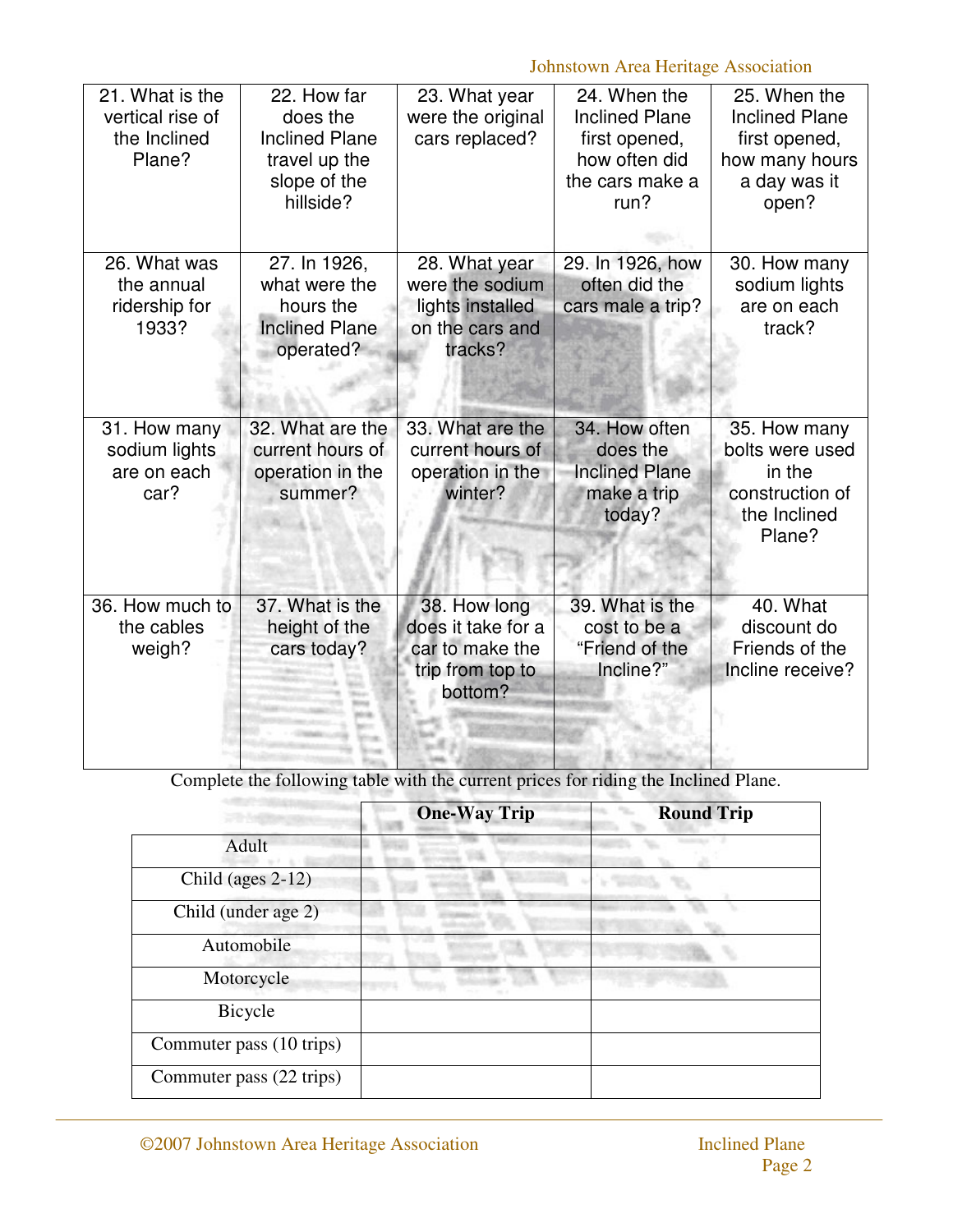| | | | | |
|---|---|---|---|---|
| 21. What is the vertical rise of the Inclined Plane? | 22. How far does the Inclined Plane travel up the slope of the hillside? | 23. What year were the original cars replaced? | 24. When the Inclined Plane first opened, how often did the cars make a run? | 25. When the Inclined Plane first opened, how many hours a day was it open? |
| 26. What was the annual ridership for 1933? | 27. In 1926, what were the hours the Inclined Plane operated? | 28. What year were the sodium lights installed on the cars and tracks? | 29. In 1926, how often did the cars male a trip? | 30. How many sodium lights are on each track? |
| 31. How many sodium lights are on each car? | 32. What are the current hours of operation in the summer? | 33. What are the current hours of operation in the winter? | 34. How often does the Inclined Plane make a trip today? | 35. How many bolts were used in the construction of the Inclined Plane? |
| 36. How much to the cables weigh? | 37. What is the height of the cars today? | 38. How long does it take for a car to make the trip from top to bottom? | 39. What is the cost to be a "Friend of the Incline?" | 40. What discount do Friends of the Incline receive? |

Complete the following table with the current prices for riding the Inclined Plane.

| | **One-Way Trip** | **Round Trip** |
|---|---|---|
| Adult | | |
| Child (ages 2-12) | | |
| Child (under age 2) | | |
| Automobile | | |
| Motorcycle | | |
| Bicycle | | |
| Commuter pass (10 trips) | | |
| Commuter pass (22 trips) | | |